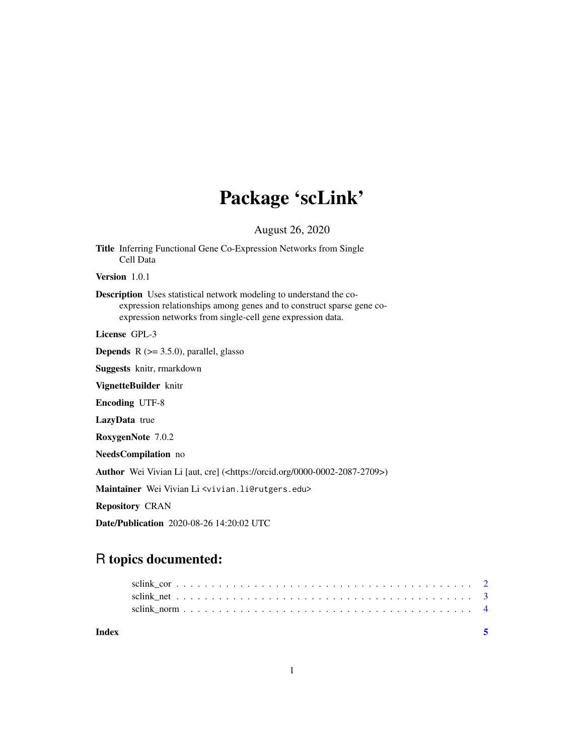# Package 'scLink'

August 26, 2020

**Title** Inferring Functional Gene Co-Expression Networks from Single Cell Data

**Version** 1.0.1

**Description** Uses statistical network modeling to understand the co-expression relationships among genes and to construct sparse gene co-expression networks from single-cell gene expression data.

**License** GPL-3

**Depends** R (>= 3.5.0), parallel, glasso

**Suggests** knitr, rmarkdown

**VignetteBuilder** knitr

**Encoding** UTF-8

**LazyData** true

**RoxygenNote** 7.0.2

**NeedsCompilation** no

**Author** Wei Vivian Li [aut, cre] (<https://orcid.org/0000-0002-2087-2709>)

**Maintainer** Wei Vivian Li <vivian.li@rutgers.edu>

**Repository** CRAN

**Date/Publication** 2020-08-26 14:20:02 UTC

## R topics documented:

- sclink_cor . . . . . . . . . . . . . . . . . . . . . . . . . . . . . . . . . . . . . . . . . 2
- sclink_net . . . . . . . . . . . . . . . . . . . . . . . . . . . . . . . . . . . . . . . . . 3
- sclink_norm . . . . . . . . . . . . . . . . . . . . . . . . . . . . . . . . . . . . . . . . 4

**Index** 5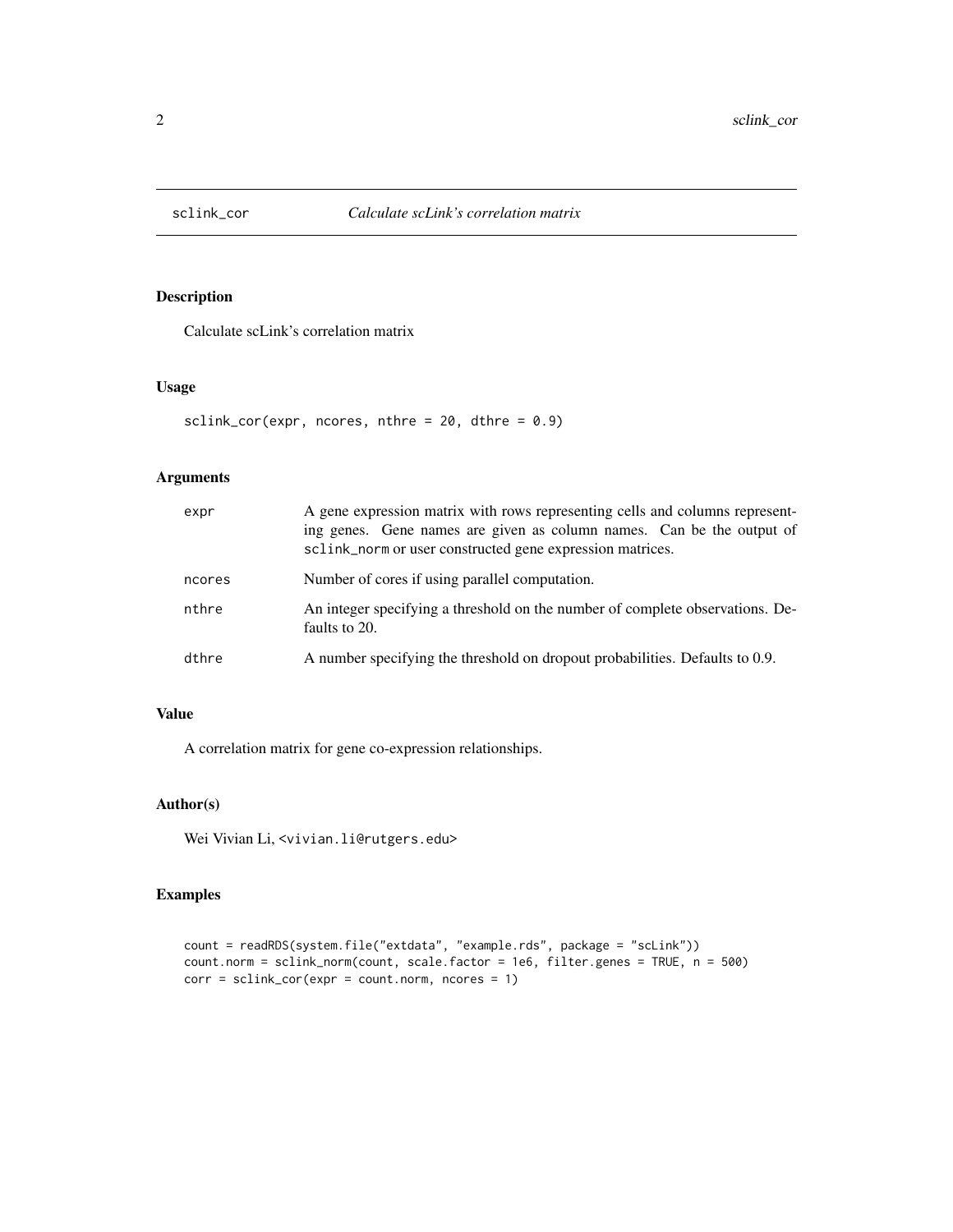## sclink_cor *Calculate scLink's correlation matrix*

### Description

Calculate scLink's correlation matrix

### Usage

```
sclink_cor(expr, ncores, nthre = 20, dthre = 0.9)
```

### Arguments

| | |
|---|---|
| expr | A gene expression matrix with rows representing cells and columns representing genes. Gene names are given as column names. Can be the output of sclink_norm or user constructed gene expression matrices. |
| ncores | Number of cores if using parallel computation. |
| nthre | An integer specifying a threshold on the number of complete observations. Defaults to 20. |
| dthre | A number specifying the threshold on dropout probabilities. Defaults to 0.9. |

### Value

A correlation matrix for gene co-expression relationships.

### Author(s)

Wei Vivian Li, <vivian.li@rutgers.edu>

### Examples

```
count = readRDS(system.file("extdata", "example.rds", package = "scLink"))
count.norm = sclink_norm(count, scale.factor = 1e6, filter.genes = TRUE, n = 500)
corr = sclink_cor(expr = count.norm, ncores = 1)
```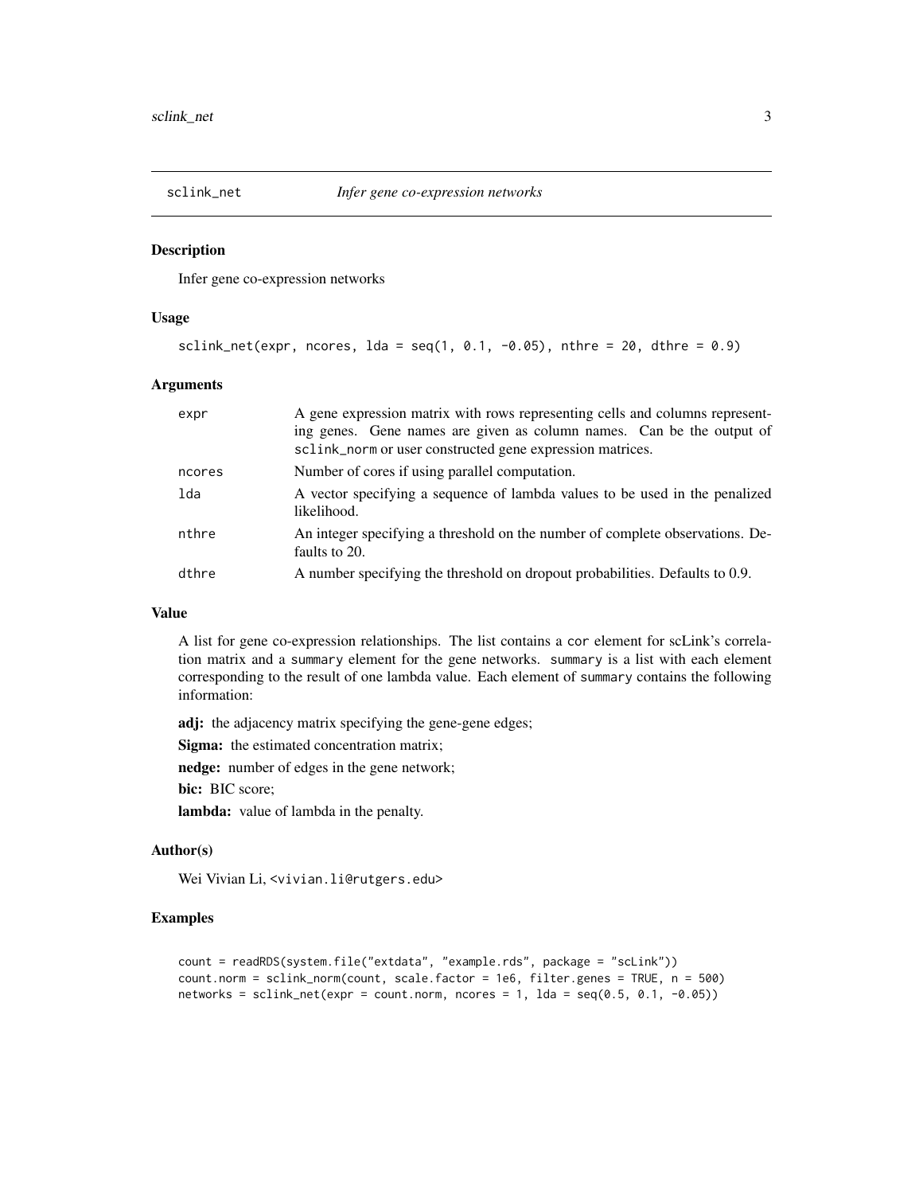## sclink_net *Infer gene co-expression networks*

### Description

Infer gene co-expression networks

### Usage

```
sclink_net(expr, ncores, lda = seq(1, 0.1, -0.05), nthre = 20, dthre = 0.9)
```

### Arguments

| | |
|---|---|
| expr | A gene expression matrix with rows representing cells and columns representing genes. Gene names are given as column names. Can be the output of sclink_norm or user constructed gene expression matrices. |
| ncores | Number of cores if using parallel computation. |
| lda | A vector specifying a sequence of lambda values to be used in the penalized likelihood. |
| nthre | An integer specifying a threshold on the number of complete observations. Defaults to 20. |
| dthre | A number specifying the threshold on dropout probabilities. Defaults to 0.9. |

### Value

A list for gene co-expression relationships. The list contains a cor element for scLink's correlation matrix and a summary element for the gene networks. summary is a list with each element corresponding to the result of one lambda value. Each element of summary contains the following information:

**adj:** the adjacency matrix specifying the gene-gene edges;

**Sigma:** the estimated concentration matrix;

**nedge:** number of edges in the gene network;

**bic:** BIC score;

**lambda:** value of lambda in the penalty.

### Author(s)

Wei Vivian Li, <vivian.li@rutgers.edu>

### Examples

```
count = readRDS(system.file("extdata", "example.rds", package = "scLink"))
count.norm = sclink_norm(count, scale.factor = 1e6, filter.genes = TRUE, n = 500)
networks = sclink_net(expr = count.norm, ncores = 1, lda = seq(0.5, 0.1, -0.05))
```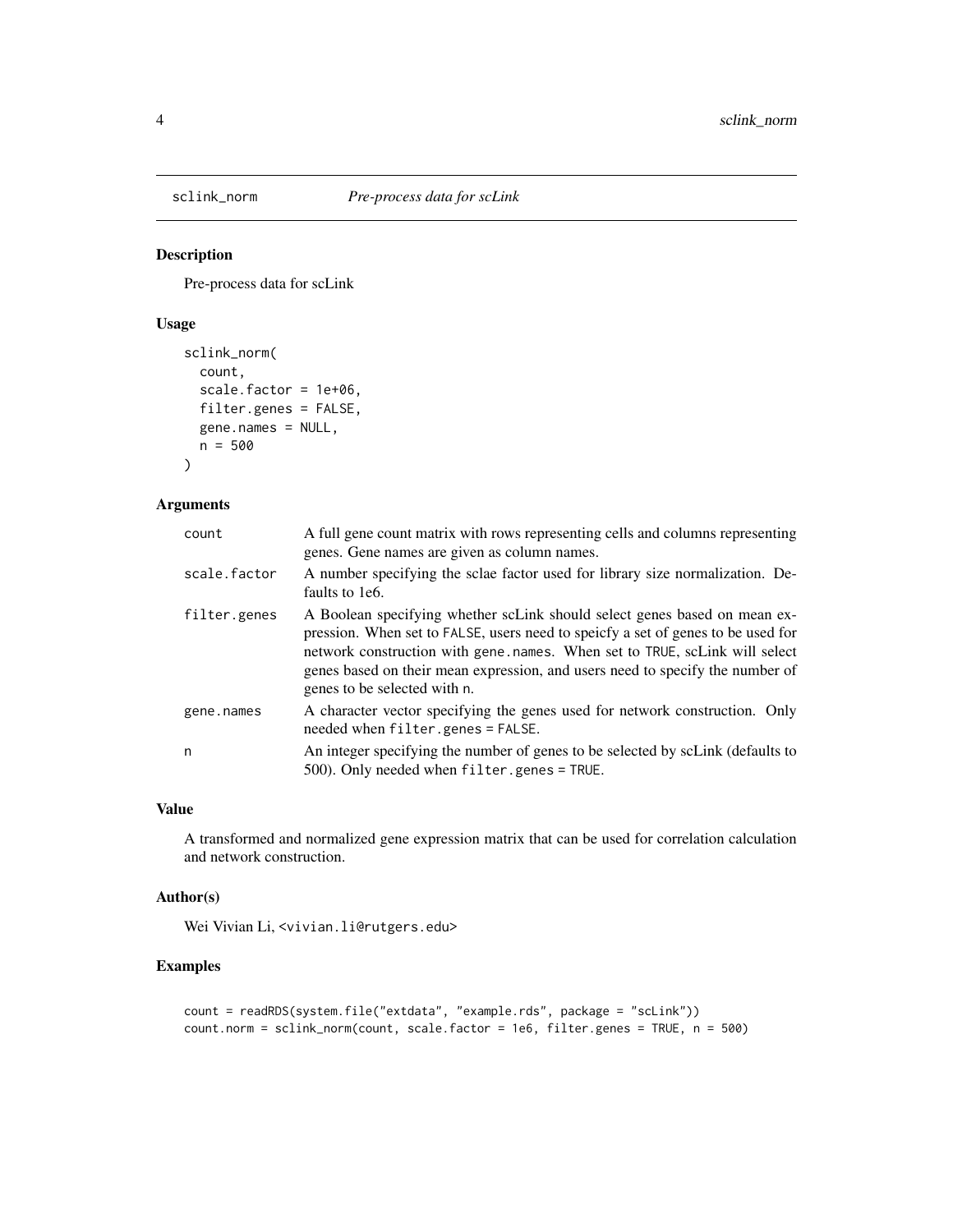# sclink_norm — *Pre-process data for scLink*

## Description

Pre-process data for scLink

## Usage

```
sclink_norm(
  count,
  scale.factor = 1e+06,
  filter.genes = FALSE,
  gene.names = NULL,
  n = 500
)
```

## Arguments

| Argument | Description |
|---|---|
| `count` | A full gene count matrix with rows representing cells and columns representing genes. Gene names are given as column names. |
| `scale.factor` | A number specifying the sclae factor used for library size normalization. Defaults to 1e6. |
| `filter.genes` | A Boolean specifying whether scLink should select genes based on mean expression. When set to `FALSE`, users need to speicfy a set of genes to be used for network construction with `gene.names`. When set to `TRUE`, scLink will select genes based on their mean expression, and users need to specify the number of genes to be selected with `n`. |
| `gene.names` | A character vector specifying the genes used for network construction. Only needed when `filter.genes = FALSE`. |
| `n` | An integer specifying the number of genes to be selected by scLink (defaults to 500). Only needed when `filter.genes = TRUE`. |

## Value

A transformed and normalized gene expression matrix that can be used for correlation calculation and network construction.

## Author(s)

Wei Vivian Li, <vivian.li@rutgers.edu>

## Examples

```
count = readRDS(system.file("extdata", "example.rds", package = "scLink"))
count.norm = sclink_norm(count, scale.factor = 1e6, filter.genes = TRUE, n = 500)
```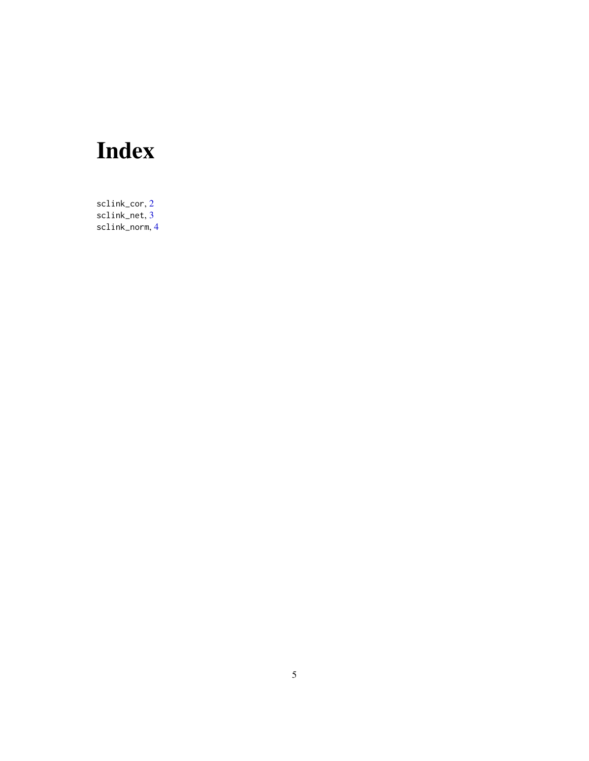# Index

sclink_cor, 2
sclink_net, 3
sclink_norm, 4